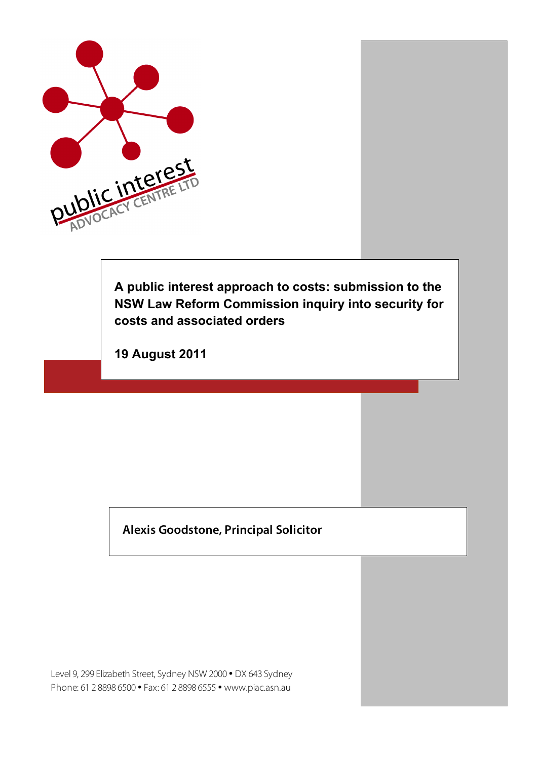public interest ADVOCACY CENTRE LTD

# A public interest approach to costs: submission to the NSW Law Reform Commission inquiry into security for costs and associated orders

**19 August 2011**

**Alexis Goodstone, Principal Solicitor**

Level 9, 299 Elizabeth Street, Sydney NSW 2000 • DX 643 Sydney
Phone: 61 2 8898 6500 • Fax: 61 2 8898 6555 • www.piac.asn.au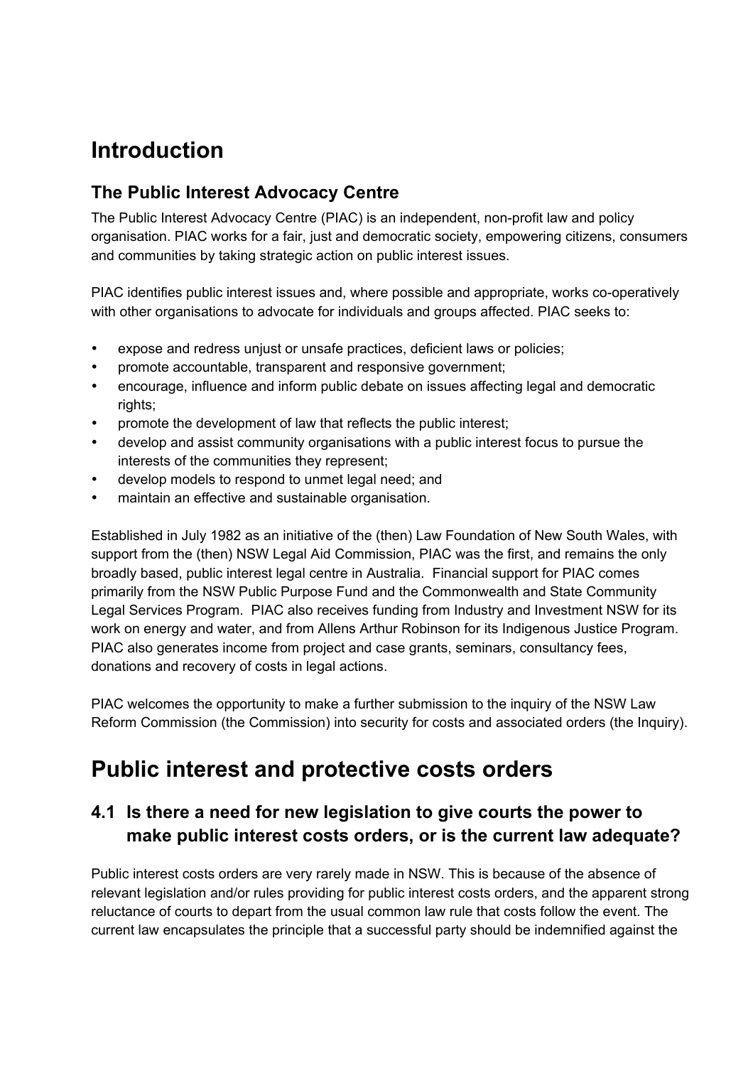# Introduction

## The Public Interest Advocacy Centre

The Public Interest Advocacy Centre (PIAC) is an independent, non-profit law and policy organisation. PIAC works for a fair, just and democratic society, empowering citizens, consumers and communities by taking strategic action on public interest issues.

PIAC identifies public interest issues and, where possible and appropriate, works co-operatively with other organisations to advocate for individuals and groups affected. PIAC seeks to:

- expose and redress unjust or unsafe practices, deficient laws or policies;
- promote accountable, transparent and responsive government;
- encourage, influence and inform public debate on issues affecting legal and democratic rights;
- promote the development of law that reflects the public interest;
- develop and assist community organisations with a public interest focus to pursue the interests of the communities they represent;
- develop models to respond to unmet legal need; and
- maintain an effective and sustainable organisation.

Established in July 1982 as an initiative of the (then) Law Foundation of New South Wales, with support from the (then) NSW Legal Aid Commission, PIAC was the first, and remains the only broadly based, public interest legal centre in Australia. Financial support for PIAC comes primarily from the NSW Public Purpose Fund and the Commonwealth and State Community Legal Services Program. PIAC also receives funding from Industry and Investment NSW for its work on energy and water, and from Allens Arthur Robinson for its Indigenous Justice Program. PIAC also generates income from project and case grants, seminars, consultancy fees, donations and recovery of costs in legal actions.

PIAC welcomes the opportunity to make a further submission to the inquiry of the NSW Law Reform Commission (the Commission) into security for costs and associated orders (the Inquiry).

# Public interest and protective costs orders

## 4.1 Is there a need for new legislation to give courts the power to make public interest costs orders, or is the current law adequate?

Public interest costs orders are very rarely made in NSW. This is because of the absence of relevant legislation and/or rules providing for public interest costs orders, and the apparent strong reluctance of courts to depart from the usual common law rule that costs follow the event. The current law encapsulates the principle that a successful party should be indemnified against the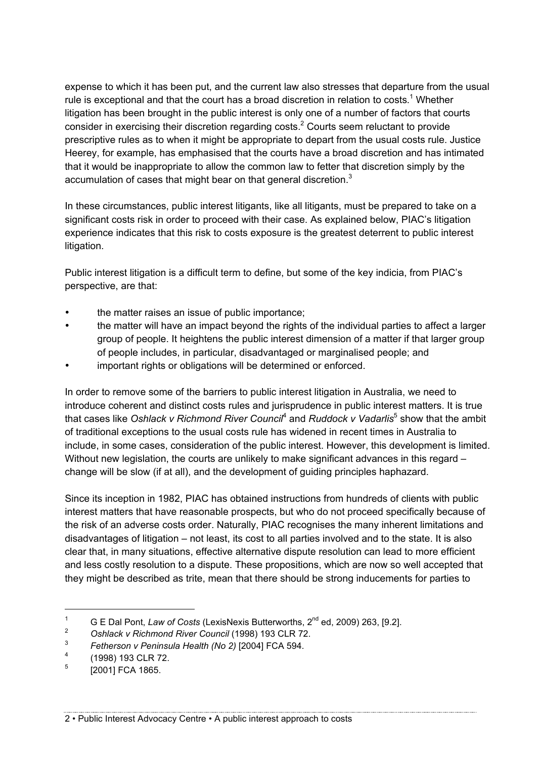expense to which it has been put, and the current law also stresses that departure from the usual rule is exceptional and that the court has a broad discretion in relation to costs.[1] Whether litigation has been brought in the public interest is only one of a number of factors that courts consider in exercising their discretion regarding costs.[2] Courts seem reluctant to provide prescriptive rules as to when it might be appropriate to depart from the usual costs rule. Justice Heerey, for example, has emphasised that the courts have a broad discretion and has intimated that it would be inappropriate to allow the common law to fetter that discretion simply by the accumulation of cases that might bear on that general discretion.[3]

In these circumstances, public interest litigants, like all litigants, must be prepared to take on a significant costs risk in order to proceed with their case. As explained below, PIAC's litigation experience indicates that this risk to costs exposure is the greatest deterrent to public interest litigation.

Public interest litigation is a difficult term to define, but some of the key indicia, from PIAC's perspective, are that:

- the matter raises an issue of public importance;
- the matter will have an impact beyond the rights of the individual parties to affect a larger group of people. It heightens the public interest dimension of a matter if that larger group of people includes, in particular, disadvantaged or marginalised people; and
- important rights or obligations will be determined or enforced.

In order to remove some of the barriers to public interest litigation in Australia, we need to introduce coherent and distinct costs rules and jurisprudence in public interest matters. It is true that cases like *Oshlack v Richmond River Council*[4] and *Ruddock v Vadarlis*[5] show that the ambit of traditional exceptions to the usual costs rule has widened in recent times in Australia to include, in some cases, consideration of the public interest. However, this development is limited. Without new legislation, the courts are unlikely to make significant advances in this regard – change will be slow (if at all), and the development of guiding principles haphazard.

Since its inception in 1982, PIAC has obtained instructions from hundreds of clients with public interest matters that have reasonable prospects, but who do not proceed specifically because of the risk of an adverse costs order. Naturally, PIAC recognises the many inherent limitations and disadvantages of litigation – not least, its cost to all parties involved and to the state. It is also clear that, in many situations, effective alternative dispute resolution can lead to more efficient and less costly resolution to a dispute. These propositions, which are now so well accepted that they might be described as trite, mean that there should be strong inducements for parties to

---

[1] G E Dal Pont, *Law of Costs* (LexisNexis Butterworths, 2nd ed, 2009) 263, [9.2].

[2] *Oshlack v Richmond River Council* (1998) 193 CLR 72.

[3] *Fetherson v Peninsula Health (No 2)* [2004] FCA 594.

[4] (1998) 193 CLR 72.

[5] [2001] FCA 1865.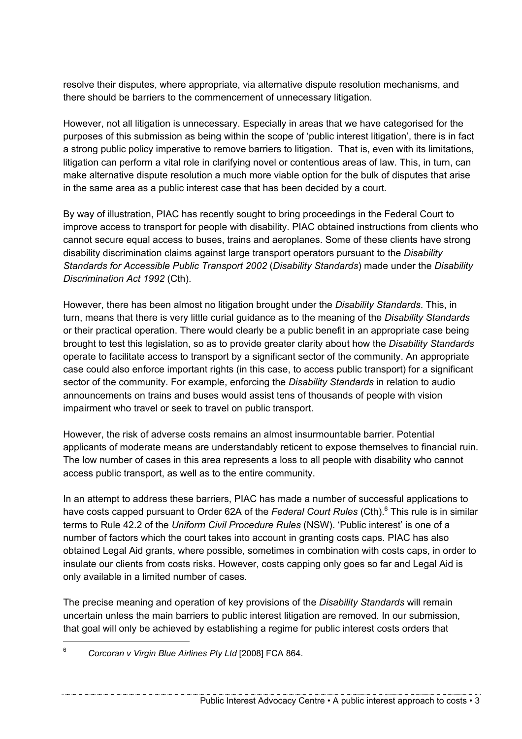resolve their disputes, where appropriate, via alternative dispute resolution mechanisms, and there should be barriers to the commencement of unnecessary litigation.

However, not all litigation is unnecessary. Especially in areas that we have categorised for the purposes of this submission as being within the scope of 'public interest litigation', there is in fact a strong public policy imperative to remove barriers to litigation. That is, even with its limitations, litigation can perform a vital role in clarifying novel or contentious areas of law. This, in turn, can make alternative dispute resolution a much more viable option for the bulk of disputes that arise in the same area as a public interest case that has been decided by a court.

By way of illustration, PIAC has recently sought to bring proceedings in the Federal Court to improve access to transport for people with disability. PIAC obtained instructions from clients who cannot secure equal access to buses, trains and aeroplanes. Some of these clients have strong disability discrimination claims against large transport operators pursuant to the *Disability Standards for Accessible Public Transport 2002* (*Disability Standards*) made under the *Disability Discrimination Act 1992* (Cth).

However, there has been almost no litigation brought under the *Disability Standards*. This, in turn, means that there is very little curial guidance as to the meaning of the *Disability Standards* or their practical operation. There would clearly be a public benefit in an appropriate case being brought to test this legislation, so as to provide greater clarity about how the *Disability Standards* operate to facilitate access to transport by a significant sector of the community. An appropriate case could also enforce important rights (in this case, to access public transport) for a significant sector of the community. For example, enforcing the *Disability Standards* in relation to audio announcements on trains and buses would assist tens of thousands of people with vision impairment who travel or seek to travel on public transport.

However, the risk of adverse costs remains an almost insurmountable barrier. Potential applicants of moderate means are understandably reticent to expose themselves to financial ruin. The low number of cases in this area represents a loss to all people with disability who cannot access public transport, as well as to the entire community.

In an attempt to address these barriers, PIAC has made a number of successful applications to have costs capped pursuant to Order 62A of the *Federal Court Rules* (Cth).[6] This rule is in similar terms to Rule 42.2 of the *Uniform Civil Procedure Rules* (NSW). 'Public interest' is one of a number of factors which the court takes into account in granting costs caps. PIAC has also obtained Legal Aid grants, where possible, sometimes in combination with costs caps, in order to insulate our clients from costs risks. However, costs capping only goes so far and Legal Aid is only available in a limited number of cases.

The precise meaning and operation of key provisions of the *Disability Standards* will remain uncertain unless the main barriers to public interest litigation are removed. In our submission, that goal will only be achieved by establishing a regime for public interest costs orders that

---

[6] *Corcoran v Virgin Blue Airlines Pty Ltd* [2008] FCA 864.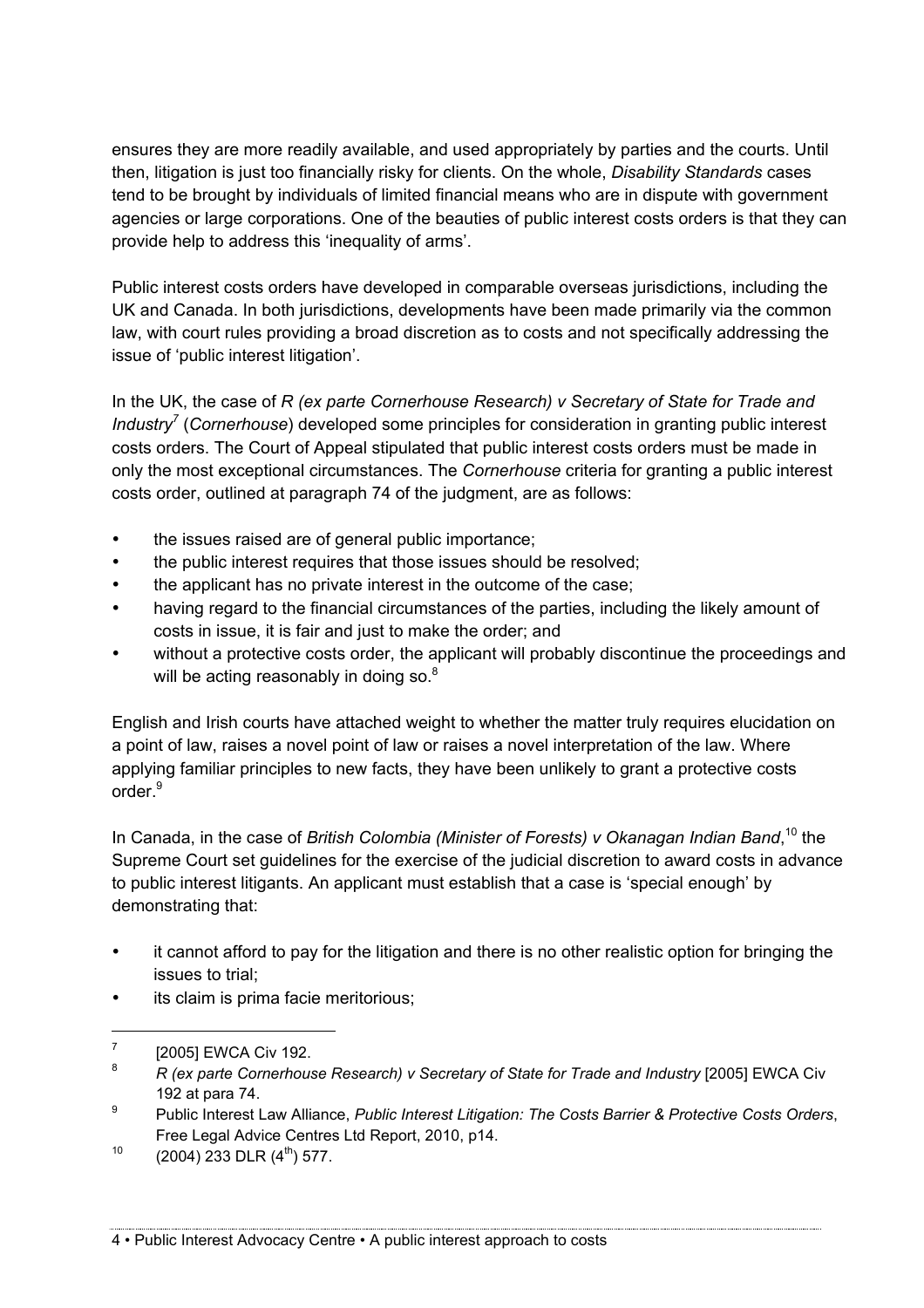ensures they are more readily available, and used appropriately by parties and the courts. Until then, litigation is just too financially risky for clients. On the whole, *Disability Standards* cases tend to be brought by individuals of limited financial means who are in dispute with government agencies or large corporations. One of the beauties of public interest costs orders is that they can provide help to address this 'inequality of arms'.

Public interest costs orders have developed in comparable overseas jurisdictions, including the UK and Canada. In both jurisdictions, developments have been made primarily via the common law, with court rules providing a broad discretion as to costs and not specifically addressing the issue of 'public interest litigation'.

In the UK, the case of *R (ex parte Cornerhouse Research) v Secretary of State for Trade and Industry*[7] (*Cornerhouse*) developed some principles for consideration in granting public interest costs orders. The Court of Appeal stipulated that public interest costs orders must be made in only the most exceptional circumstances. The *Cornerhouse* criteria for granting a public interest costs order, outlined at paragraph 74 of the judgment, are as follows:

- the issues raised are of general public importance;
- the public interest requires that those issues should be resolved;
- the applicant has no private interest in the outcome of the case;
- having regard to the financial circumstances of the parties, including the likely amount of costs in issue, it is fair and just to make the order; and
- without a protective costs order, the applicant will probably discontinue the proceedings and will be acting reasonably in doing so.[8]

English and Irish courts have attached weight to whether the matter truly requires elucidation on a point of law, raises a novel point of law or raises a novel interpretation of the law. Where applying familiar principles to new facts, they have been unlikely to grant a protective costs order.[9]

In Canada, in the case of *British Colombia (Minister of Forests) v Okanagan Indian Band*,[10] the Supreme Court set guidelines for the exercise of the judicial discretion to award costs in advance to public interest litigants. An applicant must establish that a case is 'special enough' by demonstrating that:

- it cannot afford to pay for the litigation and there is no other realistic option for bringing the issues to trial;
- its claim is prima facie meritorious;

---

[7] [2005] EWCA Civ 192.

[8] *R (ex parte Cornerhouse Research) v Secretary of State for Trade and Industry* [2005] EWCA Civ 192 at para 74.

[9] Public Interest Law Alliance, *Public Interest Litigation: The Costs Barrier & Protective Costs Orders*, Free Legal Advice Centres Ltd Report, 2010, p14.

[10] (2004) 233 DLR (4th) 577.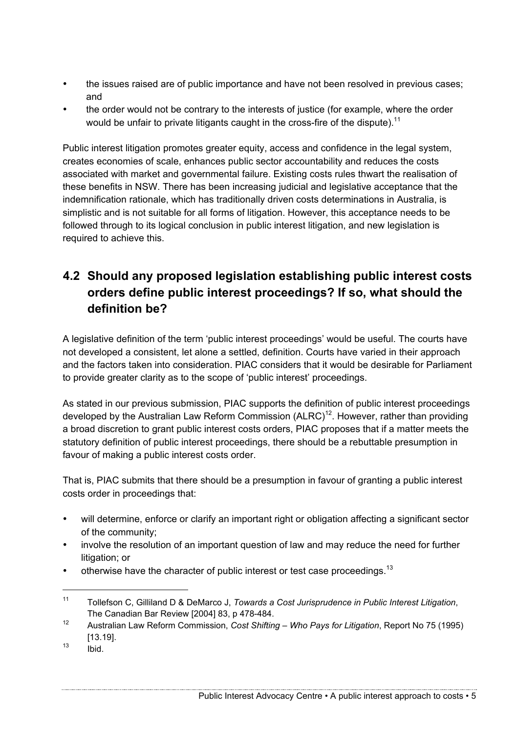- the issues raised are of public importance and have not been resolved in previous cases; and
- the order would not be contrary to the interests of justice (for example, where the order would be unfair to private litigants caught in the cross-fire of the dispute).[11]

Public interest litigation promotes greater equity, access and confidence in the legal system, creates economies of scale, enhances public sector accountability and reduces the costs associated with market and governmental failure. Existing costs rules thwart the realisation of these benefits in NSW. There has been increasing judicial and legislative acceptance that the indemnification rationale, which has traditionally driven costs determinations in Australia, is simplistic and is not suitable for all forms of litigation. However, this acceptance needs to be followed through to its logical conclusion in public interest litigation, and new legislation is required to achieve this.

## 4.2 Should any proposed legislation establishing public interest costs orders define public interest proceedings? If so, what should the definition be?

A legislative definition of the term 'public interest proceedings' would be useful. The courts have not developed a consistent, let alone a settled, definition. Courts have varied in their approach and the factors taken into consideration. PIAC considers that it would be desirable for Parliament to provide greater clarity as to the scope of 'public interest' proceedings.

As stated in our previous submission, PIAC supports the definition of public interest proceedings developed by the Australian Law Reform Commission (ALRC)[12]. However, rather than providing a broad discretion to grant public interest costs orders, PIAC proposes that if a matter meets the statutory definition of public interest proceedings, there should be a rebuttable presumption in favour of making a public interest costs order.

That is, PIAC submits that there should be a presumption in favour of granting a public interest costs order in proceedings that:

- will determine, enforce or clarify an important right or obligation affecting a significant sector of the community;
- involve the resolution of an important question of law and may reduce the need for further litigation; or
- otherwise have the character of public interest or test case proceedings.[13]

---

[11] Tollefson C, Gilliland D & DeMarco J, *Towards a Cost Jurisprudence in Public Interest Litigation*, The Canadian Bar Review [2004] 83, p 478-484.

[12] Australian Law Reform Commission, *Cost Shifting – Who Pays for Litigation*, Report No 75 (1995) [13.19].

[13] Ibid.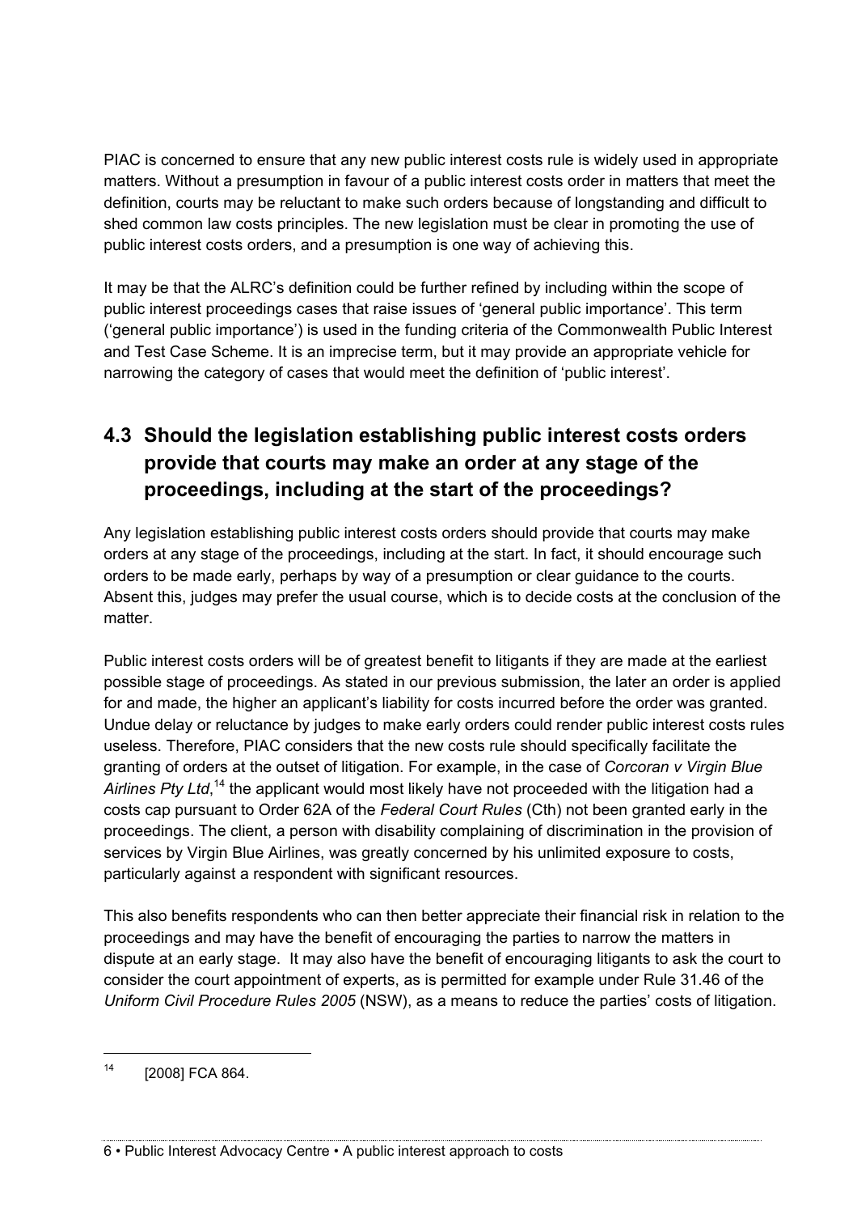PIAC is concerned to ensure that any new public interest costs rule is widely used in appropriate matters. Without a presumption in favour of a public interest costs order in matters that meet the definition, courts may be reluctant to make such orders because of longstanding and difficult to shed common law costs principles. The new legislation must be clear in promoting the use of public interest costs orders, and a presumption is one way of achieving this.

It may be that the ALRC's definition could be further refined by including within the scope of public interest proceedings cases that raise issues of 'general public importance'. This term ('general public importance') is used in the funding criteria of the Commonwealth Public Interest and Test Case Scheme. It is an imprecise term, but it may provide an appropriate vehicle for narrowing the category of cases that would meet the definition of 'public interest'.

## 4.3 Should the legislation establishing public interest costs orders provide that courts may make an order at any stage of the proceedings, including at the start of the proceedings?

Any legislation establishing public interest costs orders should provide that courts may make orders at any stage of the proceedings, including at the start. In fact, it should encourage such orders to be made early, perhaps by way of a presumption or clear guidance to the courts. Absent this, judges may prefer the usual course, which is to decide costs at the conclusion of the matter.

Public interest costs orders will be of greatest benefit to litigants if they are made at the earliest possible stage of proceedings. As stated in our previous submission, the later an order is applied for and made, the higher an applicant's liability for costs incurred before the order was granted. Undue delay or reluctance by judges to make early orders could render public interest costs rules useless. Therefore, PIAC considers that the new costs rule should specifically facilitate the granting of orders at the outset of litigation. For example, in the case of *Corcoran v Virgin Blue Airlines Pty Ltd*,[14] the applicant would most likely have not proceeded with the litigation had a costs cap pursuant to Order 62A of the *Federal Court Rules* (Cth) not been granted early in the proceedings. The client, a person with disability complaining of discrimination in the provision of services by Virgin Blue Airlines, was greatly concerned by his unlimited exposure to costs, particularly against a respondent with significant resources.

This also benefits respondents who can then better appreciate their financial risk in relation to the proceedings and may have the benefit of encouraging the parties to narrow the matters in dispute at an early stage. It may also have the benefit of encouraging litigants to ask the court to consider the court appointment of experts, as is permitted for example under Rule 31.46 of the *Uniform Civil Procedure Rules 2005* (NSW), as a means to reduce the parties' costs of litigation.

[14] [2008] FCA 864.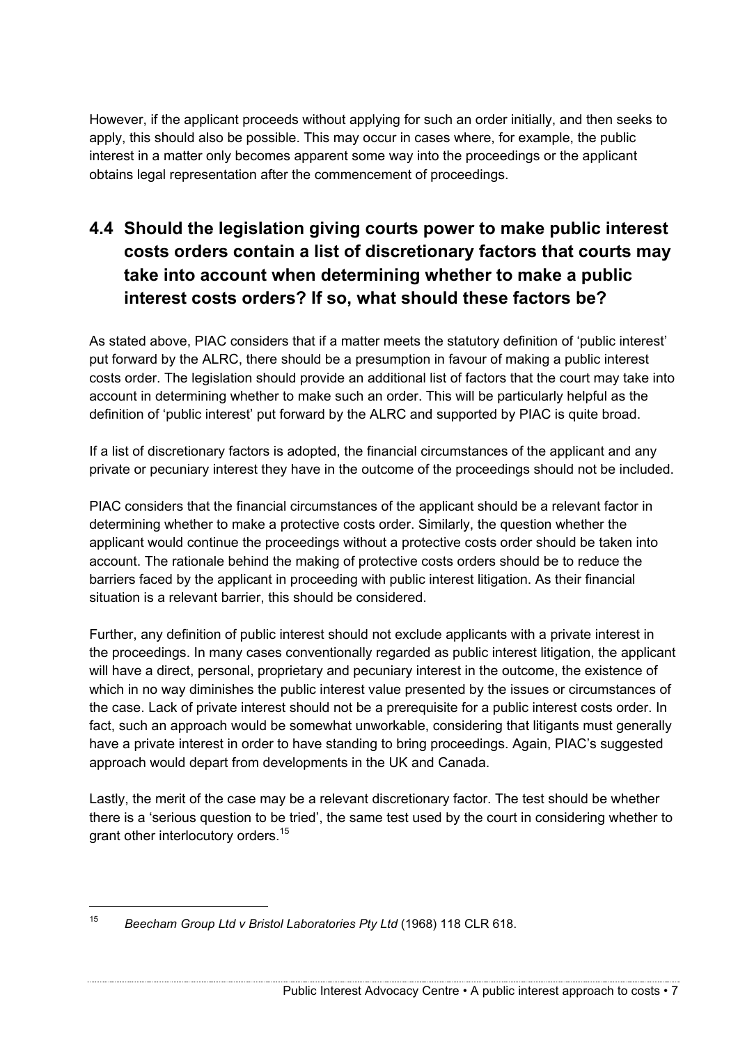However, if the applicant proceeds without applying for such an order initially, and then seeks to apply, this should also be possible. This may occur in cases where, for example, the public interest in a matter only becomes apparent some way into the proceedings or the applicant obtains legal representation after the commencement of proceedings.

## 4.4 Should the legislation giving courts power to make public interest costs orders contain a list of discretionary factors that courts may take into account when determining whether to make a public interest costs orders? If so, what should these factors be?

As stated above, PIAC considers that if a matter meets the statutory definition of 'public interest' put forward by the ALRC, there should be a presumption in favour of making a public interest costs order. The legislation should provide an additional list of factors that the court may take into account in determining whether to make such an order. This will be particularly helpful as the definition of 'public interest' put forward by the ALRC and supported by PIAC is quite broad.

If a list of discretionary factors is adopted, the financial circumstances of the applicant and any private or pecuniary interest they have in the outcome of the proceedings should not be included.

PIAC considers that the financial circumstances of the applicant should be a relevant factor in determining whether to make a protective costs order. Similarly, the question whether the applicant would continue the proceedings without a protective costs order should be taken into account. The rationale behind the making of protective costs orders should be to reduce the barriers faced by the applicant in proceeding with public interest litigation. As their financial situation is a relevant barrier, this should be considered.

Further, any definition of public interest should not exclude applicants with a private interest in the proceedings. In many cases conventionally regarded as public interest litigation, the applicant will have a direct, personal, proprietary and pecuniary interest in the outcome, the existence of which in no way diminishes the public interest value presented by the issues or circumstances of the case. Lack of private interest should not be a prerequisite for a public interest costs order. In fact, such an approach would be somewhat unworkable, considering that litigants must generally have a private interest in order to have standing to bring proceedings. Again, PIAC's suggested approach would depart from developments in the UK and Canada.

Lastly, the merit of the case may be a relevant discretionary factor. The test should be whether there is a 'serious question to be tried', the same test used by the court in considering whether to grant other interlocutory orders.[15]

---

[15] *Beecham Group Ltd v Bristol Laboratories Pty Ltd* (1968) 118 CLR 618.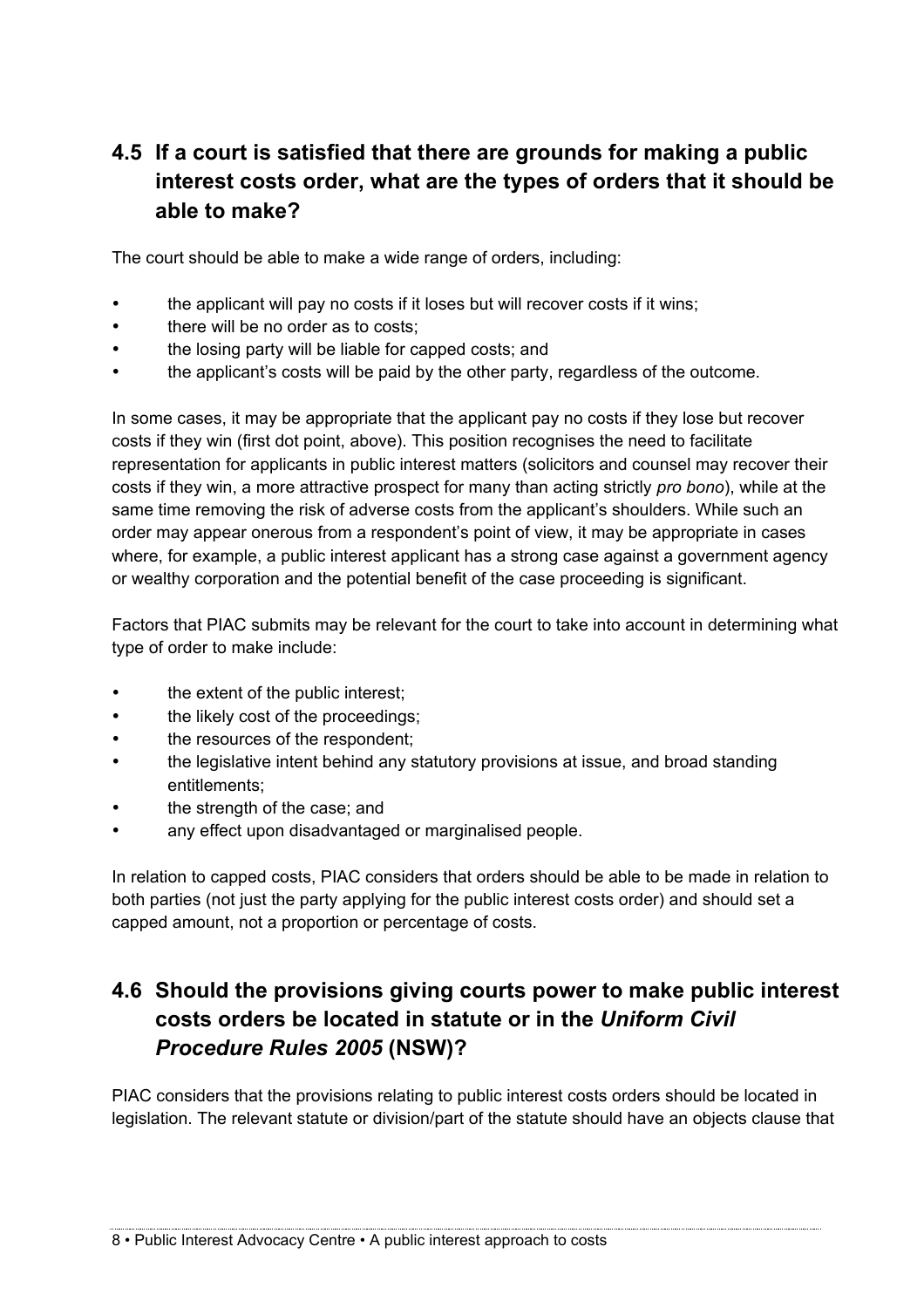## 4.5 If a court is satisfied that there are grounds for making a public interest costs order, what are the types of orders that it should be able to make?

The court should be able to make a wide range of orders, including:

- the applicant will pay no costs if it loses but will recover costs if it wins;
- there will be no order as to costs;
- the losing party will be liable for capped costs; and
- the applicant's costs will be paid by the other party, regardless of the outcome.

In some cases, it may be appropriate that the applicant pay no costs if they lose but recover costs if they win (first dot point, above). This position recognises the need to facilitate representation for applicants in public interest matters (solicitors and counsel may recover their costs if they win, a more attractive prospect for many than acting strictly *pro bono*), while at the same time removing the risk of adverse costs from the applicant's shoulders. While such an order may appear onerous from a respondent's point of view, it may be appropriate in cases where, for example, a public interest applicant has a strong case against a government agency or wealthy corporation and the potential benefit of the case proceeding is significant.

Factors that PIAC submits may be relevant for the court to take into account in determining what type of order to make include:

- the extent of the public interest;
- the likely cost of the proceedings;
- the resources of the respondent;
- the legislative intent behind any statutory provisions at issue, and broad standing entitlements;
- the strength of the case; and
- any effect upon disadvantaged or marginalised people.

In relation to capped costs, PIAC considers that orders should be able to be made in relation to both parties (not just the party applying for the public interest costs order) and should set a capped amount, not a proportion or percentage of costs.

## 4.6 Should the provisions giving courts power to make public interest costs orders be located in statute or in the *Uniform Civil Procedure Rules 2005* (NSW)?

PIAC considers that the provisions relating to public interest costs orders should be located in legislation. The relevant statute or division/part of the statute should have an objects clause that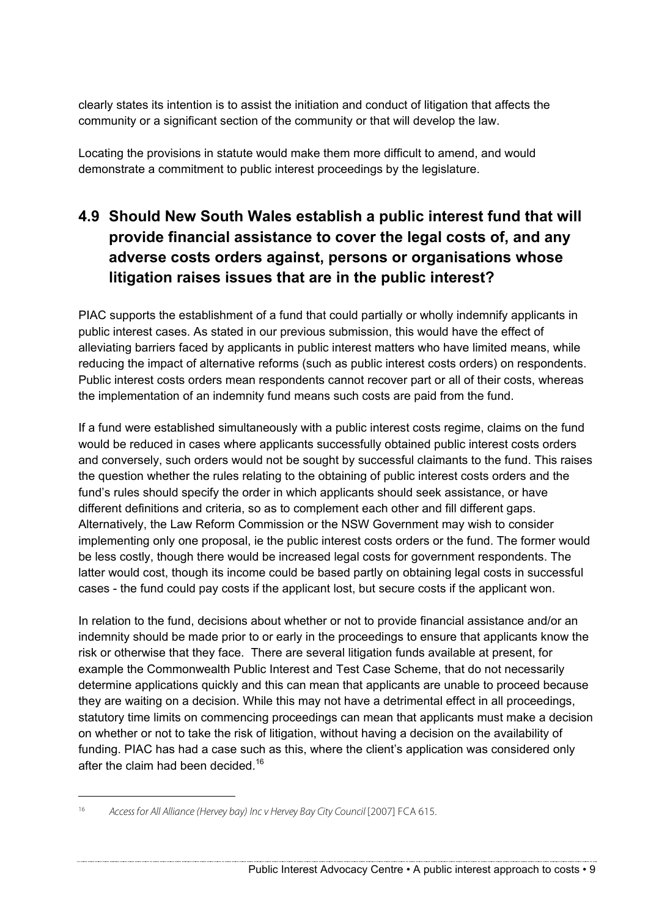clearly states its intention is to assist the initiation and conduct of litigation that affects the community or a significant section of the community or that will develop the law.

Locating the provisions in statute would make them more difficult to amend, and would demonstrate a commitment to public interest proceedings by the legislature.

## 4.9 Should New South Wales establish a public interest fund that will provide financial assistance to cover the legal costs of, and any adverse costs orders against, persons or organisations whose litigation raises issues that are in the public interest?

PIAC supports the establishment of a fund that could partially or wholly indemnify applicants in public interest cases. As stated in our previous submission, this would have the effect of alleviating barriers faced by applicants in public interest matters who have limited means, while reducing the impact of alternative reforms (such as public interest costs orders) on respondents. Public interest costs orders mean respondents cannot recover part or all of their costs, whereas the implementation of an indemnity fund means such costs are paid from the fund.

If a fund were established simultaneously with a public interest costs regime, claims on the fund would be reduced in cases where applicants successfully obtained public interest costs orders and conversely, such orders would not be sought by successful claimants to the fund. This raises the question whether the rules relating to the obtaining of public interest costs orders and the fund's rules should specify the order in which applicants should seek assistance, or have different definitions and criteria, so as to complement each other and fill different gaps. Alternatively, the Law Reform Commission or the NSW Government may wish to consider implementing only one proposal, ie the public interest costs orders or the fund. The former would be less costly, though there would be increased legal costs for government respondents. The latter would cost, though its income could be based partly on obtaining legal costs in successful cases - the fund could pay costs if the applicant lost, but secure costs if the applicant won.

In relation to the fund, decisions about whether or not to provide financial assistance and/or an indemnity should be made prior to or early in the proceedings to ensure that applicants know the risk or otherwise that they face. There are several litigation funds available at present, for example the Commonwealth Public Interest and Test Case Scheme, that do not necessarily determine applications quickly and this can mean that applicants are unable to proceed because they are waiting on a decision. While this may not have a detrimental effect in all proceedings, statutory time limits on commencing proceedings can mean that applicants must make a decision on whether or not to take the risk of litigation, without having a decision on the availability of funding. PIAC has had a case such as this, where the client's application was considered only after the claim had been decided.[16]

---

[16] *Access for All Alliance (Hervey bay) Inc v Hervey Bay City Council* [2007] FCA 615.